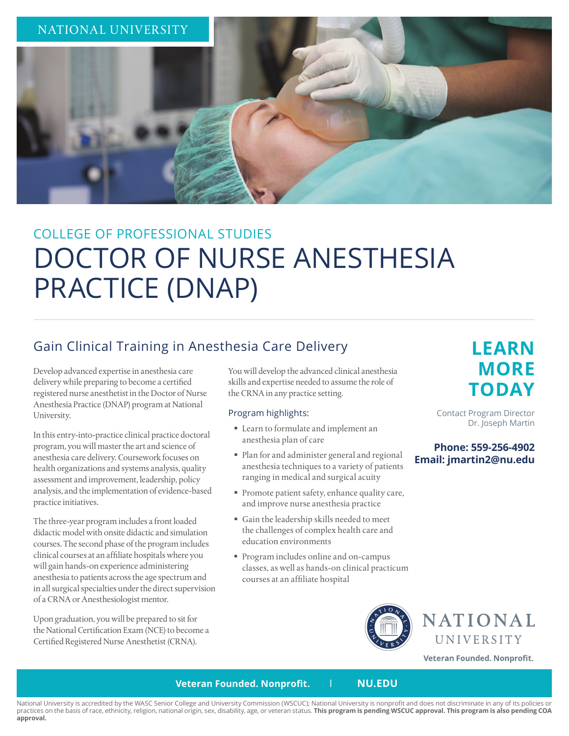NATIONAL UNIVERSITY

COLLEGE OF PROFESSIONAL STUDIES

# DOCTOR OF NURSE ANESTHESIA PRACTICE (DNAP)

## Gain Clinical Training in Anesthesia Care Delivery

Develop advanced expertise in anesthesia care delivery while preparing to become a certified registered nurse anesthetist in the Doctor of Nurse Anesthesia Practice (DNAP) program at National University.

In this entry-into-practice clinical practice doctoral program, you will master the art and science of anesthesia care delivery. Coursework focuses on health organizations and systems analysis, quality assessment and improvement, leadership, policy analysis, and the implementation of evidence-based practice initiatives.

The three-year program includes a front loaded didactic model with onsite didactic and simulation courses. The second phase of the program includes clinical courses at an affiliate hospitals where you will gain hands-on experience administering anesthesia to patients across the age spectrum and in all surgical specialties under the direct supervision of a CRNA or Anesthesiologist mentor.

Upon graduation, you will be prepared to sit for the National Certification Exam (NCE) to become a Certified Registered Nurse Anesthetist (CRNA).

You will develop the advanced clinical anesthesia skills and expertise needed to assume the role of the CRNA in any practice setting.

### Program highlights:

- Learn to formulate and implement an anesthesia plan of care
- Plan for and administer general and regional anesthesia techniques to a variety of patients ranging in medical and surgical acuity
- Promote patient safety, enhance quality care, and improve nurse anesthesia practice
- Gain the leadership skills needed to meet the challenges of complex health care and education environments
- Program includes online and on-campus classes, as well as hands-on clinical practicum courses at an affiliate hospital

## LEARN MORE TODAY

Contact Program Director
Dr. Joseph Martin

**Phone: 559-256-4902**
**Email: jmartin2@nu.edu**

NATIONAL UNIVERSITY

**Veteran Founded. Nonprofit.**

**Veteran Founded. Nonprofit.** | **NU.EDU**

National University is accredited by the WASC Senior College and University Commission (WSCUC); National University is nonprofit and does not discriminate in any of its policies or practices on the basis of race, ethnicity, religion, national origin, sex, disability, age, or veteran status. **This program is pending WSCUC approval. This program is also pending COA approval.**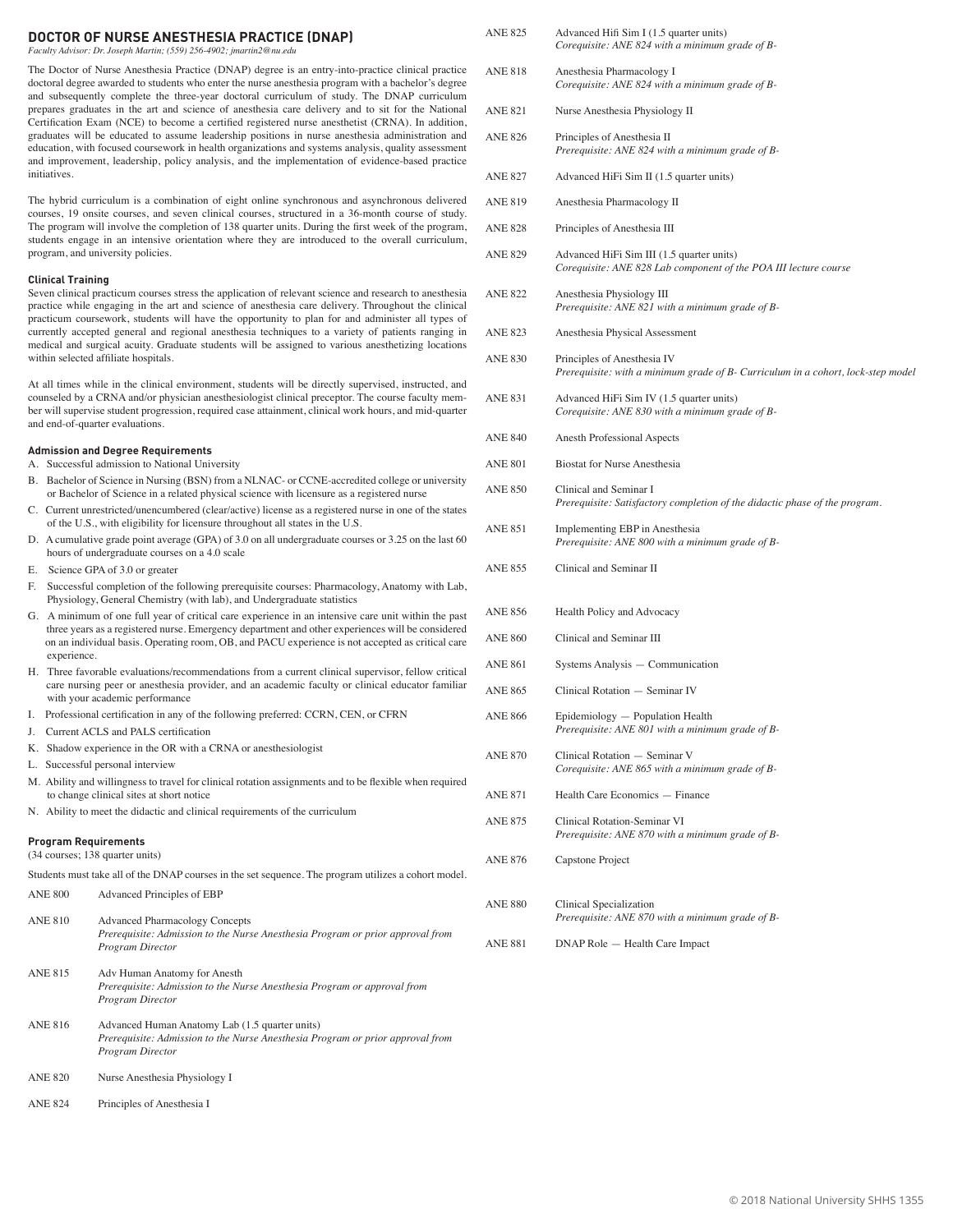## DOCTOR OF NURSE ANESTHESIA PRACTICE (DNAP)

*Faculty Advisor: Dr. Joseph Martin; (559) 256-4902; jmartin2@nu.edu*

The Doctor of Nurse Anesthesia Practice (DNAP) degree is an entry-into-practice clinical practice doctoral degree awarded to students who enter the nurse anesthesia program with a bachelor's degree and subsequently complete the three-year doctoral curriculum of study. The DNAP curriculum prepares graduates in the art and science of anesthesia care delivery and to sit for the National Certification Exam (NCE) to become a certified registered nurse anesthetist (CRNA). In addition, graduates will be educated to assume leadership positions in nurse anesthesia administration and education, with focused coursework in health organizations and systems analysis, quality assessment and improvement, leadership, policy analysis, and the implementation of evidence-based practice initiatives.

The hybrid curriculum is a combination of eight online synchronous and asynchronous delivered courses, 19 onsite courses, and seven clinical courses, structured in a 36-month course of study. The program will involve the completion of 138 quarter units. During the first week of the program, students engage in an intensive orientation where they are introduced to the overall curriculum, program, and university policies.

### Clinical Training

Seven clinical practicum courses stress the application of relevant science and research to anesthesia practice while engaging in the art and science of anesthesia care delivery. Throughout the clinical practicum coursework, students will have the opportunity to plan for and administer all types of currently accepted general and regional anesthesia techniques to a variety of patients ranging in medical and surgical acuity. Graduate students will be assigned to various anesthetizing locations within selected affiliate hospitals.

At all times while in the clinical environment, students will be directly supervised, instructed, and counseled by a CRNA and/or physician anesthesiologist clinical preceptor. The course faculty member will supervise student progression, required case attainment, clinical work hours, and mid-quarter and end-of-quarter evaluations.

### Admission and Degree Requirements

A. Successful admission to National University
B. Bachelor of Science in Nursing (BSN) from a NLNAC- or CCNE-accredited college or university or Bachelor of Science in a related physical science with licensure as a registered nurse
C. Current unrestricted/unencumbered (clear/active) license as a registered nurse in one of the states of the U.S., with eligibility for licensure throughout all states in the U.S.
D. A cumulative grade point average (GPA) of 3.0 on all undergraduate courses or 3.25 on the last 60 hours of undergraduate courses on a 4.0 scale
E. Science GPA of 3.0 or greater
F. Successful completion of the following prerequisite courses: Pharmacology, Anatomy with Lab, Physiology, General Chemistry (with lab), and Undergraduate statistics
G. A minimum of one full year of critical care experience in an intensive care unit within the past three years as a registered nurse. Emergency department and other experiences will be considered on an individual basis. Operating room, OB, and PACU experience is not accepted as critical care experience.
H. Three favorable evaluations/recommendations from a current clinical supervisor, fellow critical care nursing peer or anesthesia provider, and an academic faculty or clinical educator familiar with your academic performance
I. Professional certification in any of the following preferred: CCRN, CEN, or CFRN
J. Current ACLS and PALS certification
K. Shadow experience in the OR with a CRNA or anesthesiologist
L. Successful personal interview
M. Ability and willingness to travel for clinical rotation assignments and to be flexible when required to change clinical sites at short notice
N. Ability to meet the didactic and clinical requirements of the curriculum

### Program Requirements

(34 courses; 138 quarter units)

Students must take all of the DNAP courses in the set sequence. The program utilizes a cohort model.

ANE 800 Advanced Principles of EBP

ANE 810 Advanced Pharmacology Concepts
*Prerequisite: Admission to the Nurse Anesthesia Program or prior approval from Program Director*

ANE 815 Adv Human Anatomy for Anesth
*Prerequisite: Admission to the Nurse Anesthesia Program or approval from Program Director*

ANE 816 Advanced Human Anatomy Lab (1.5 quarter units)
*Prerequisite: Admission to the Nurse Anesthesia Program or prior approval from Program Director*

ANE 820 Nurse Anesthesia Physiology I

ANE 824 Principles of Anesthesia I

ANE 825 Advanced Hifi Sim I (1.5 quarter units)
*Corequisite: ANE 824 with a minimum grade of B-*

ANE 818 Anesthesia Pharmacology I
*Corequisite: ANE 824 with a minimum grade of B-*

ANE 821 Nurse Anesthesia Physiology II

ANE 826 Principles of Anesthesia II
*Prerequisite: ANE 824 with a minimum grade of B-*

ANE 827 Advanced HiFi Sim II (1.5 quarter units)

ANE 819 Anesthesia Pharmacology II

ANE 828 Principles of Anesthesia III

ANE 829 Advanced HiFi Sim III (1.5 quarter units)
*Corequisite: ANE 828 Lab component of the POA III lecture course*

ANE 822 Anesthesia Physiology III
*Prerequisite: ANE 821 with a minimum grade of B-*

ANE 823 Anesthesia Physical Assessment

ANE 830 Principles of Anesthesia IV
*Prerequisite: with a minimum grade of B- Curriculum in a cohort, lock-step model*

ANE 831 Advanced HiFi Sim IV (1.5 quarter units)
*Corequisite: ANE 830 with a minimum grade of B-*

ANE 840 Anesth Professional Aspects

ANE 801 Biostat for Nurse Anesthesia

ANE 850 Clinical and Seminar I
*Prerequisite: Satisfactory completion of the didactic phase of the program.*

ANE 851 Implementing EBP in Anesthesia
*Prerequisite: ANE 800 with a minimum grade of B-*

ANE 855 Clinical and Seminar II

ANE 856 Health Policy and Advocacy

ANE 860 Clinical and Seminar III

ANE 861 Systems Analysis — Communication

ANE 865 Clinical Rotation — Seminar IV

ANE 866 Epidemiology — Population Health
*Prerequisite: ANE 801 with a minimum grade of B-*

ANE 870 Clinical Rotation — Seminar V
*Corequisite: ANE 865 with a minimum grade of B-*

ANE 871 Health Care Economics — Finance

ANE 875 Clinical Rotation-Seminar VI
*Prerequisite: ANE 870 with a minimum grade of B-*

ANE 876 Capstone Project

ANE 880 Clinical Specialization
*Prerequisite: ANE 870 with a minimum grade of B-*

ANE 881 DNAP Role — Health Care Impact